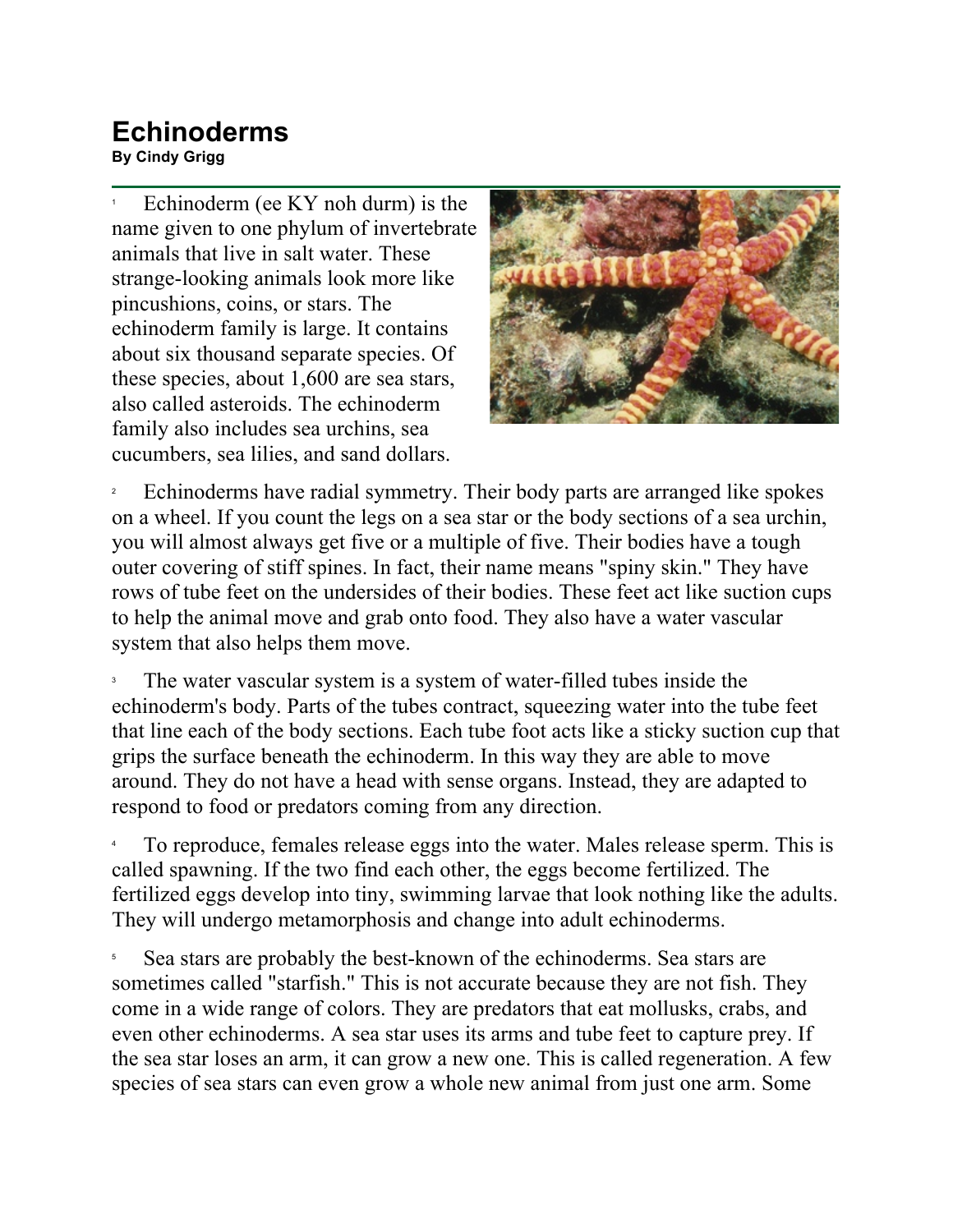# Echinoderms

**By Cindy Grigg**

1 Echinoderm (ee KY noh durm) is the name given to one phylum of invertebrate animals that live in salt water. These strange-looking animals look more like pincushions, coins, or stars. The echinoderm family is large. It contains about six thousand separate species. Of these species, about 1,600 are sea stars, also called asteroids. The echinoderm family also includes sea urchins, sea cucumbers, sea lilies, and sand dollars.

2 Echinoderms have radial symmetry. Their body parts are arranged like spokes on a wheel. If you count the legs on a sea star or the body sections of a sea urchin, you will almost always get five or a multiple of five. Their bodies have a tough outer covering of stiff spines. In fact, their name means "spiny skin." They have rows of tube feet on the undersides of their bodies. These feet act like suction cups to help the animal move and grab onto food. They also have a water vascular system that also helps them move.

3 The water vascular system is a system of water-filled tubes inside the echinoderm's body. Parts of the tubes contract, squeezing water into the tube feet that line each of the body sections. Each tube foot acts like a sticky suction cup that grips the surface beneath the echinoderm. In this way they are able to move around. They do not have a head with sense organs. Instead, they are adapted to respond to food or predators coming from any direction.

4 To reproduce, females release eggs into the water. Males release sperm. This is called spawning. If the two find each other, the eggs become fertilized. The fertilized eggs develop into tiny, swimming larvae that look nothing like the adults. They will undergo metamorphosis and change into adult echinoderms.

5 Sea stars are probably the best-known of the echinoderms. Sea stars are sometimes called "starfish." This is not accurate because they are not fish. They come in a wide range of colors. They are predators that eat mollusks, crabs, and even other echinoderms. A sea star uses its arms and tube feet to capture prey. If the sea star loses an arm, it can grow a new one. This is called regeneration. A few species of sea stars can even grow a whole new animal from just one arm. Some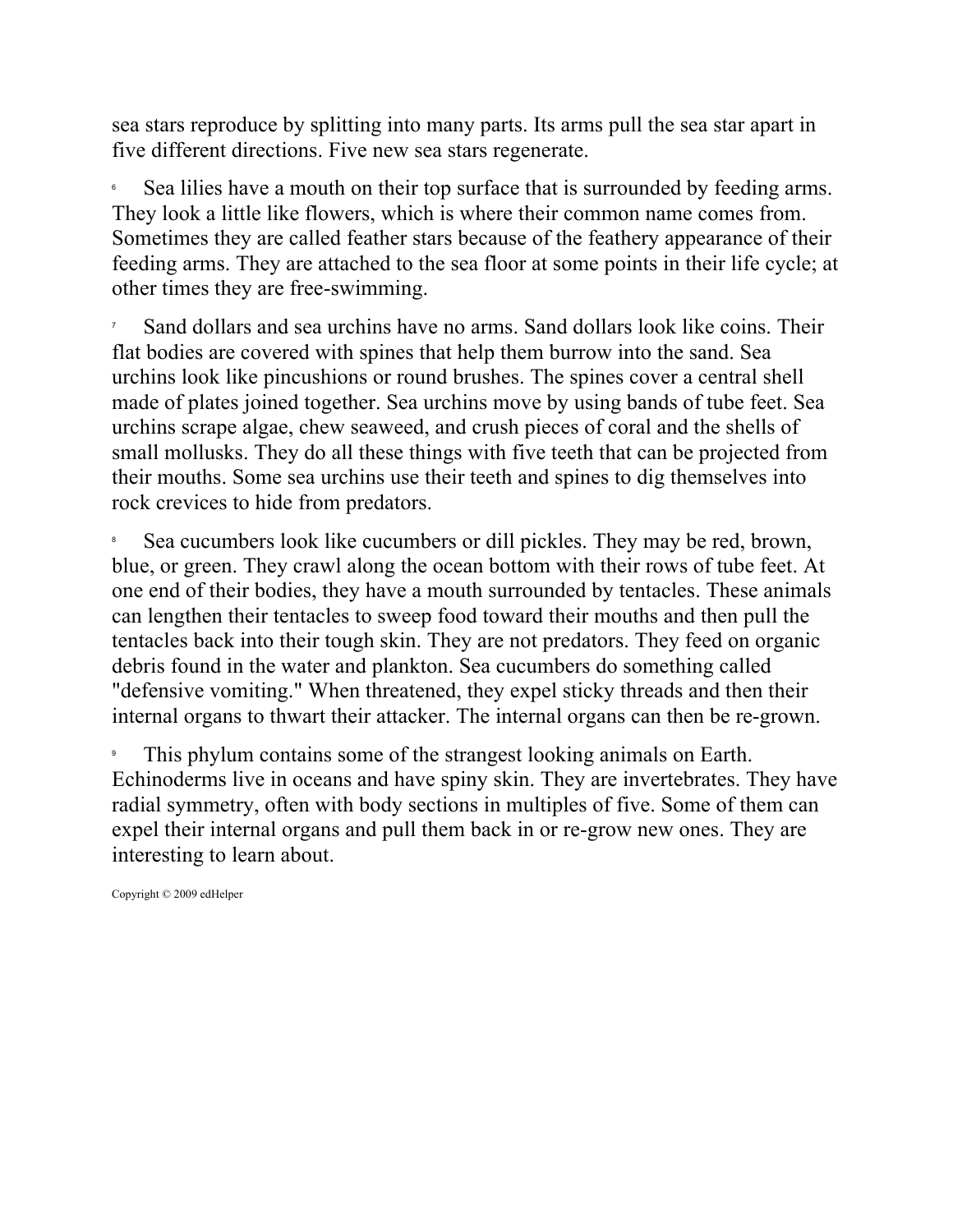sea stars reproduce by splitting into many parts. Its arms pull the sea star apart in five different directions. Five new sea stars regenerate.

6 Sea lilies have a mouth on their top surface that is surrounded by feeding arms. They look a little like flowers, which is where their common name comes from. Sometimes they are called feather stars because of the feathery appearance of their feeding arms. They are attached to the sea floor at some points in their life cycle; at other times they are free-swimming.

7 Sand dollars and sea urchins have no arms. Sand dollars look like coins. Their flat bodies are covered with spines that help them burrow into the sand. Sea urchins look like pincushions or round brushes. The spines cover a central shell made of plates joined together. Sea urchins move by using bands of tube feet. Sea urchins scrape algae, chew seaweed, and crush pieces of coral and the shells of small mollusks. They do all these things with five teeth that can be projected from their mouths. Some sea urchins use their teeth and spines to dig themselves into rock crevices to hide from predators.

8 Sea cucumbers look like cucumbers or dill pickles. They may be red, brown, blue, or green. They crawl along the ocean bottom with their rows of tube feet. At one end of their bodies, they have a mouth surrounded by tentacles. These animals can lengthen their tentacles to sweep food toward their mouths and then pull the tentacles back into their tough skin. They are not predators. They feed on organic debris found in the water and plankton. Sea cucumbers do something called "defensive vomiting." When threatened, they expel sticky threads and then their internal organs to thwart their attacker. The internal organs can then be re-grown.

9 This phylum contains some of the strangest looking animals on Earth. Echinoderms live in oceans and have spiny skin. They are invertebrates. They have radial symmetry, often with body sections in multiples of five. Some of them can expel their internal organs and pull them back in or re-grow new ones. They are interesting to learn about.

Copyright © 2009 edHelper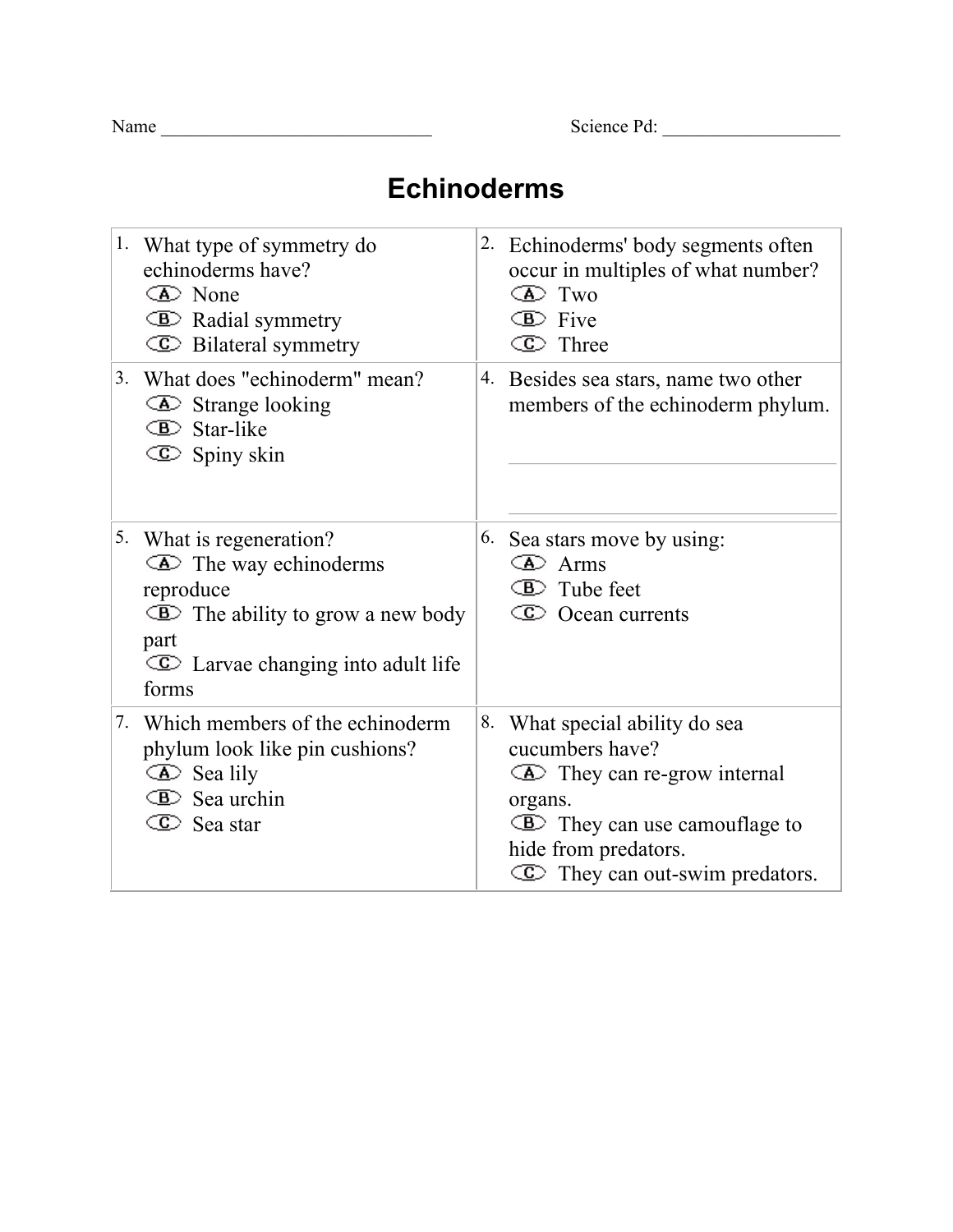Name _____________________________ Science Pd: ___________________

# Echinoderms

1. What type of symmetry do echinoderms have?
   - (A) None
   - (B) Radial symmetry
   - (C) Bilateral symmetry

2. Echinoderms' body segments often occur in multiples of what number?
   - (A) Two
   - (B) Five
   - (C) Three

3. What does "echinoderm" mean?
   - (A) Strange looking
   - (B) Star-like
   - (C) Spiny skin

4. Besides sea stars, name two other members of the echinoderm phylum.

   ______________________________

   ______________________________

5. What is regeneration?
   - (A) The way echinoderms reproduce
   - (B) The ability to grow a new body part
   - (C) Larvae changing into adult life forms

6. Sea stars move by using:
   - (A) Arms
   - (B) Tube feet
   - (C) Ocean currents

7. Which members of the echinoderm phylum look like pin cushions?
   - (A) Sea lily
   - (B) Sea urchin
   - (C) Sea star

8. What special ability do sea cucumbers have?
   - (A) They can re-grow internal organs.
   - (B) They can use camouflage to hide from predators.
   - (C) They can out-swim predators.